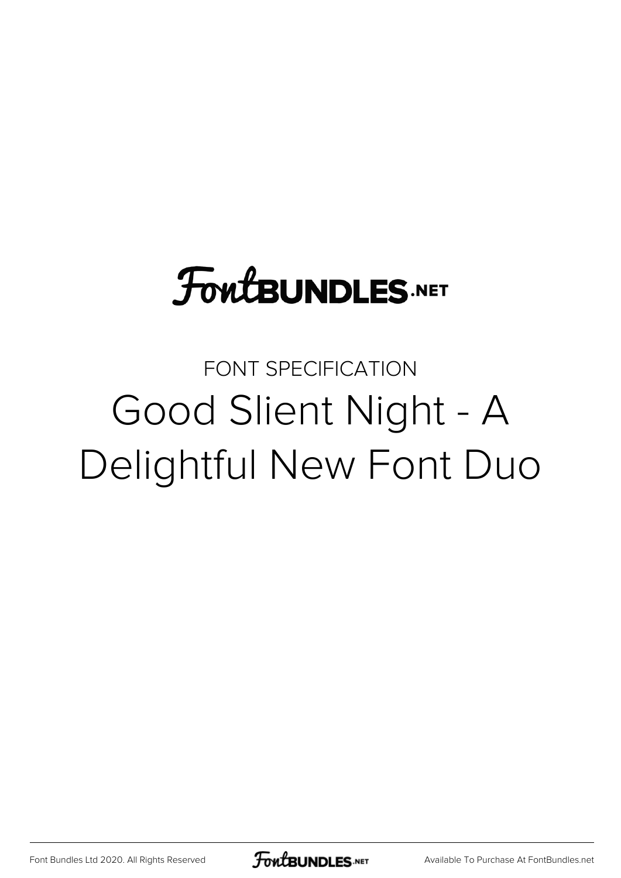FontBUNDLES.NET

FONT SPECIFICATION

# Good Slient Night - A Delightful New Font Duo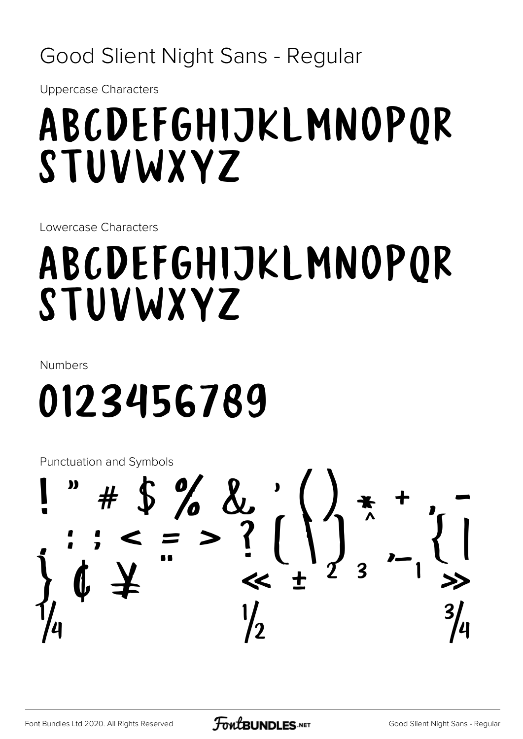# Good Slient Night Sans - Regular

Uppercase Characters

ABCDEFGHIJKLMNOPQR
STUVWXYZ

Lowercase Characters

ABCDEFGHIJKLMNOPQR
STUVWXYZ

Numbers

0123456789

Punctuation and Symbols

! " # $ % & ' ( ) * + , -
. : ; < = > ? [ \ ] ^ _ { |
} ¢ ¥ ¨ « ± ² ³ ´ ¹ »
¼ ½ ¾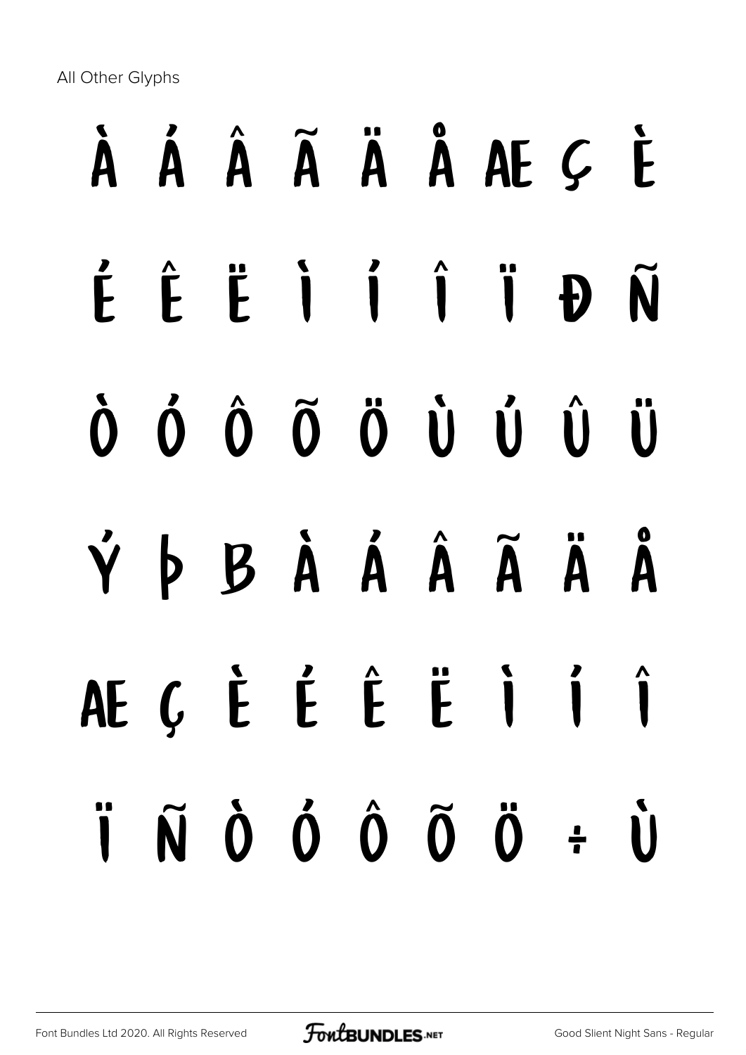All Other Glyphs

À Á Â Ã Ä Å Æ Ç È

É Ê Ë Ì Í Î Ï Ð Ñ

Ò Ó Ô Õ Ö Ù Ú Û Ü

Ý Þ ß à á â ã ä å

æ ç è é ê ë ì í î

ï ñ ò ó ô õ ö ÷ ù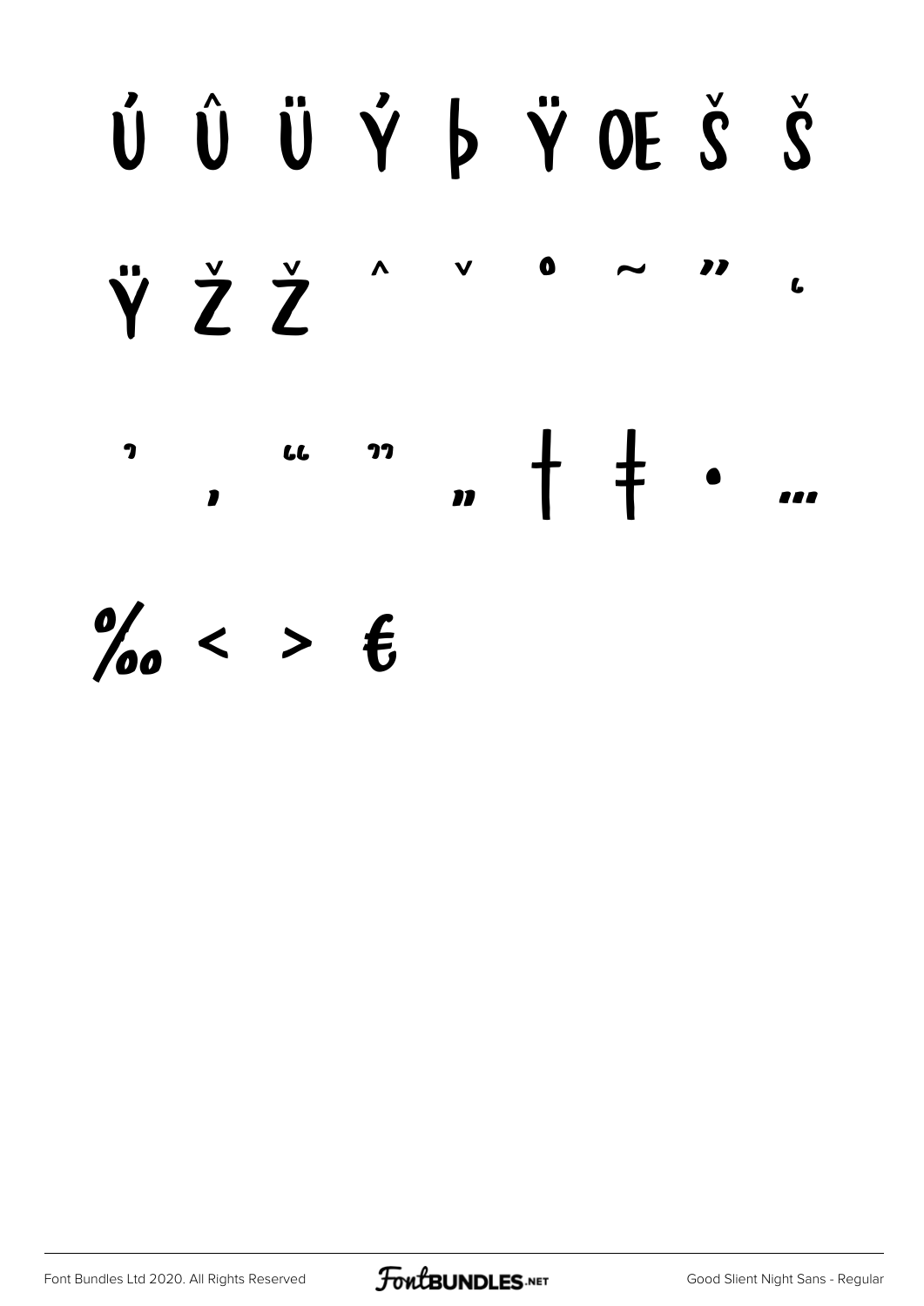Ú Û Ü Ý Þ Ÿ Œ Š š

Ÿ Ž ž ˆ ˇ ˚ ˜ ˝ ˛

' ‚ " " „ † ‡ • …

‰ ‹ › €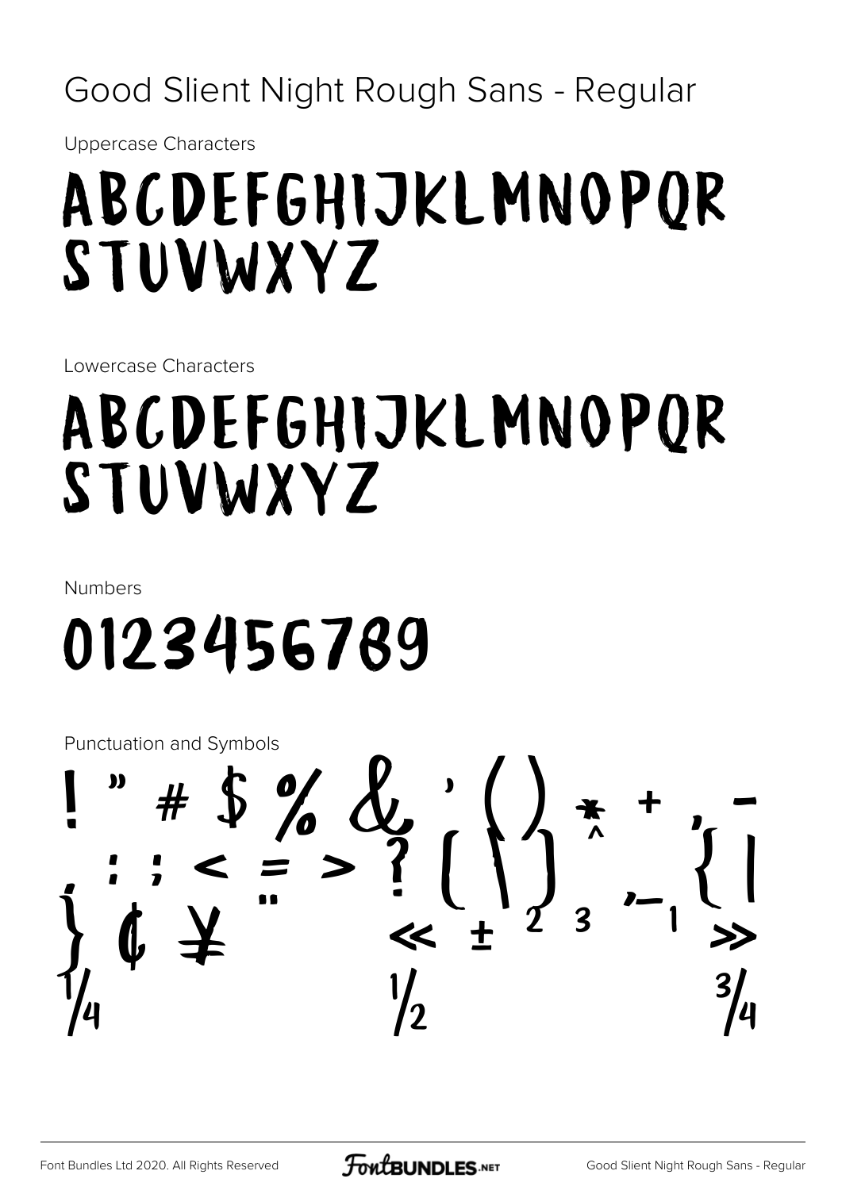# Good Slient Night Rough Sans - Regular

Uppercase Characters

ABCDEFGHIJKLMNOPQR
STUVWXYZ

Lowercase Characters

ABCDEFGHIJKLMNOPQR
STUVWXYZ

Numbers

0123456789

Punctuation and Symbols

! " # $ % & ' ( ) * + , -
. : ; < = > ? [ \ ] ^ _ { |
} ¢ ¥ ¨ « ± ² ³ ´ ¸ ¹ »
¼ ½ ¾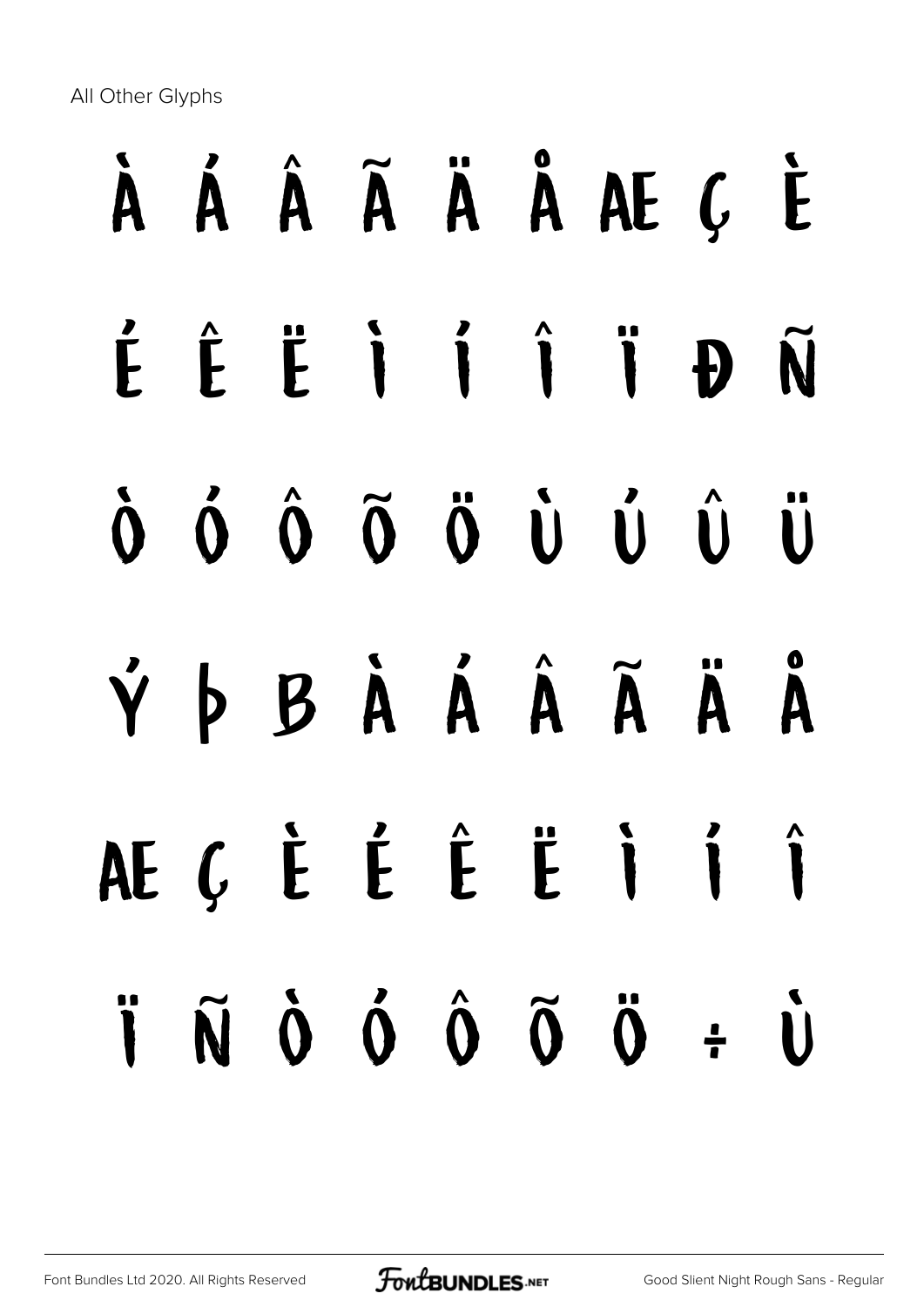All Other Glyphs

À Á Â Ã Ä Å Æ Ç È

É Ê Ë Ì Í Î Ï Ð Ñ

Ò Ó Ô Õ Ö Ù Ú Û Ü

Ý Þ ß à á â ã ä å

æ ç è é ê ë ì í î

ï ñ ò ó ô õ ö ÷ ù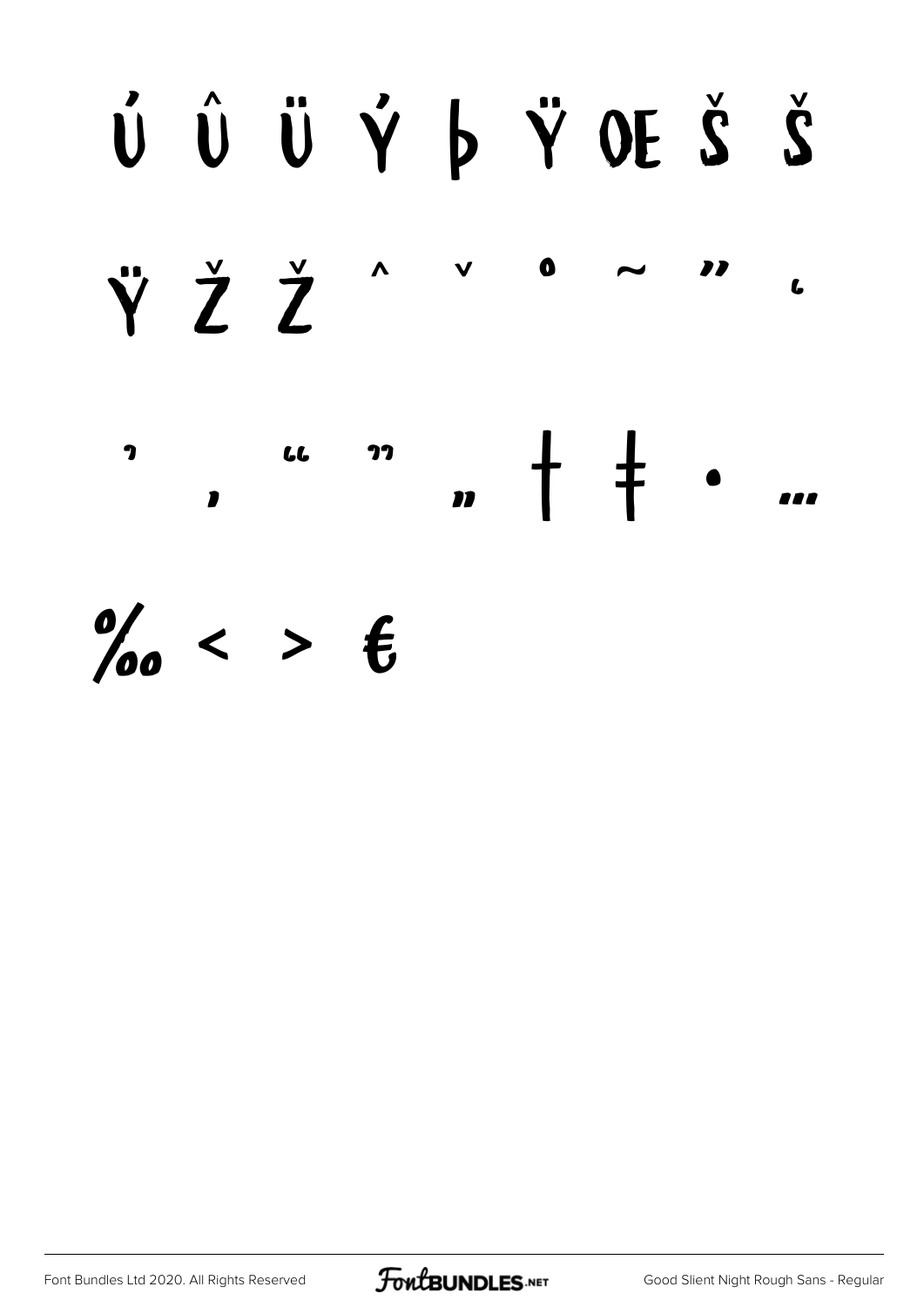Ú Û Ü Ý þ Ÿ Œ Š š

Ÿ Ž ž ˆ ˇ ˚ ˜ ˝ ˛

' ‚ " " „ † ‡ • …

‰ ‹ › €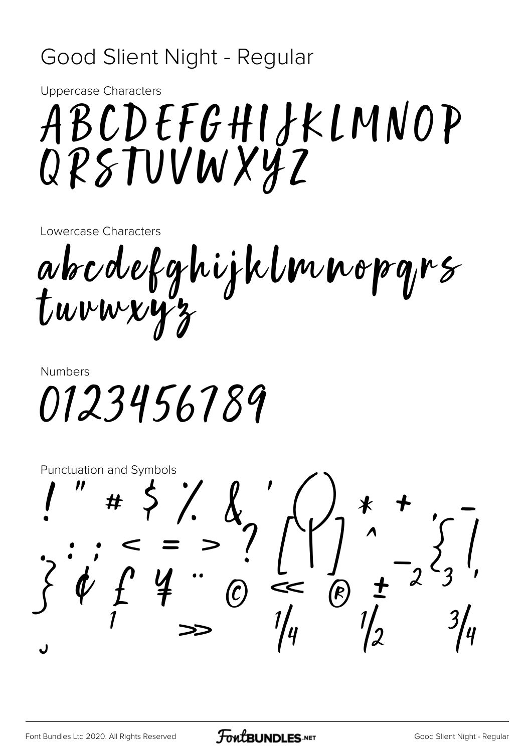# Good Slient Night - Regular

Uppercase Characters

ABCDEFGHIJKLMNOP
QRSTUVWXYZ

Lowercase Characters

abcdefghijklmnopqrs
tuvwxyz

Numbers

0123456789

Punctuation and Symbols

! " # $ % & ' ( ) * + , - . / : ; < = > ? [ | ] ^ _ { | } ¢ £ ¥ ¨ © « ® ± ² ³ ´ ¸ ¹ » ¼ ½ ¾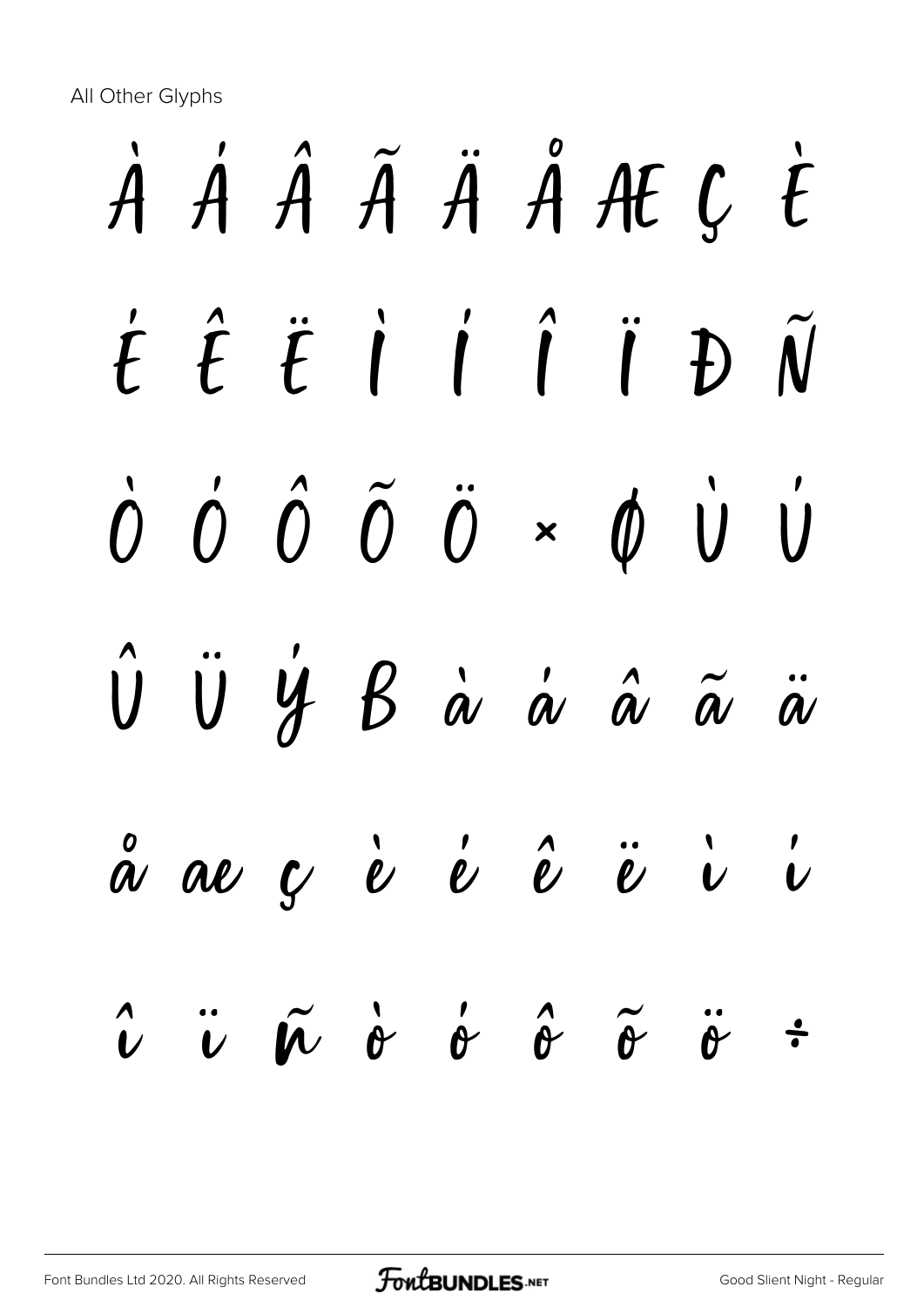All Other Glyphs

À Á Â Ã Ä Å Æ Ç È

É Ê Ë Ì Í Î Ï Đ Ñ

Ò Ó Ô Õ Ö × Ø Ù Ú

Û Ü Ý ß à á â ã ä

å æ ç è é ê ë ì í

î ï ñ ò ó ô õ ö ÷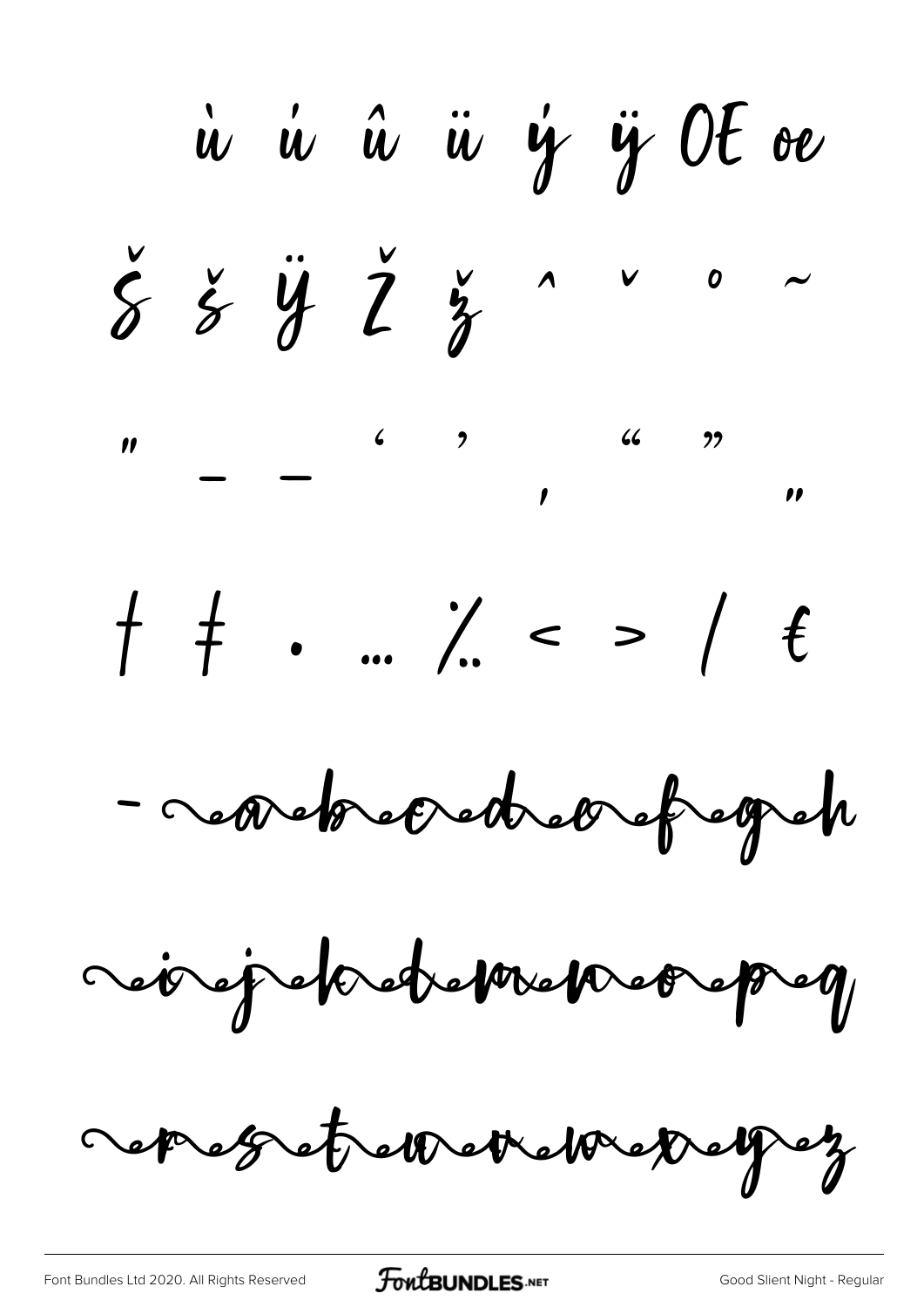ù ú û ü ý ÿ Œ œ

Š š Ÿ Ž ž ˆ ˇ ˚ ˜

" – — ' ' ‚ " " „

† ‡ • … ‰ ‹ › ⁄ €

- a b c d e f g h

i j k l m n o p q

r s t u v w x y z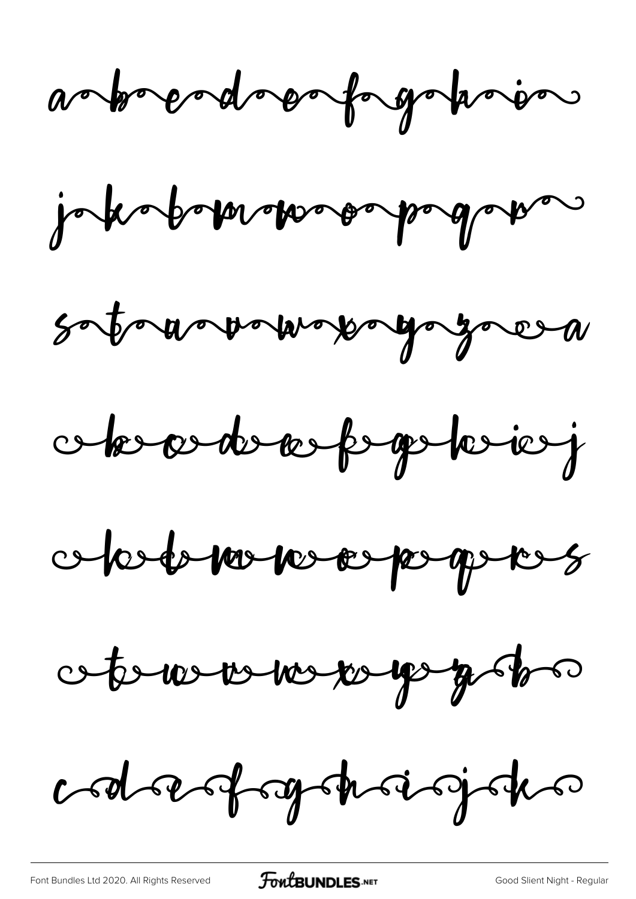a b c d e f g h i

j k l m n o p q r

s t u v w x y z a

b c d e f g h i j

k l m n o p q r s

t u v w x y z b

c d e f g h i j k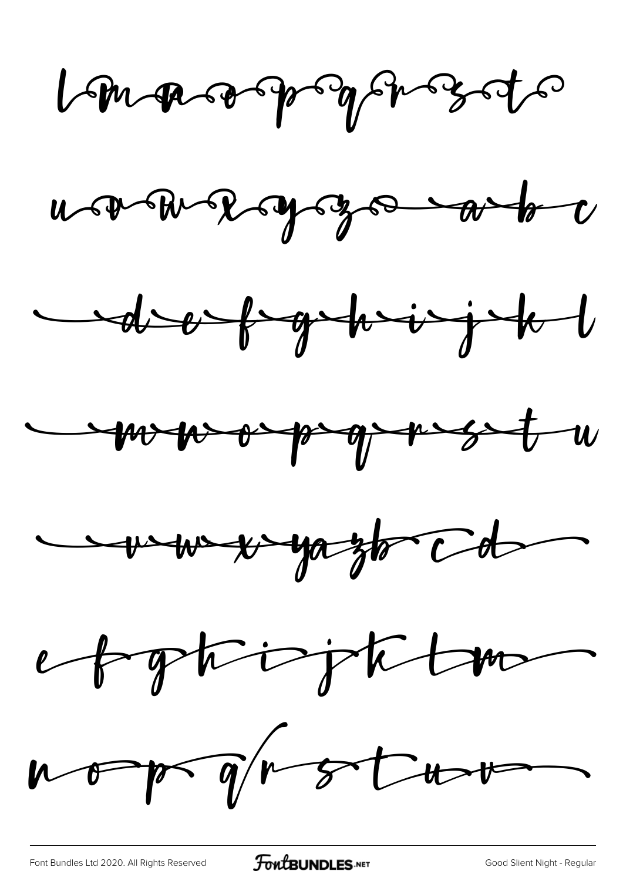lmnopqrst

uvwxyz abc

defghijkl

mnopqrstu

vwxyazbcd

efghijklm

nopqrstuv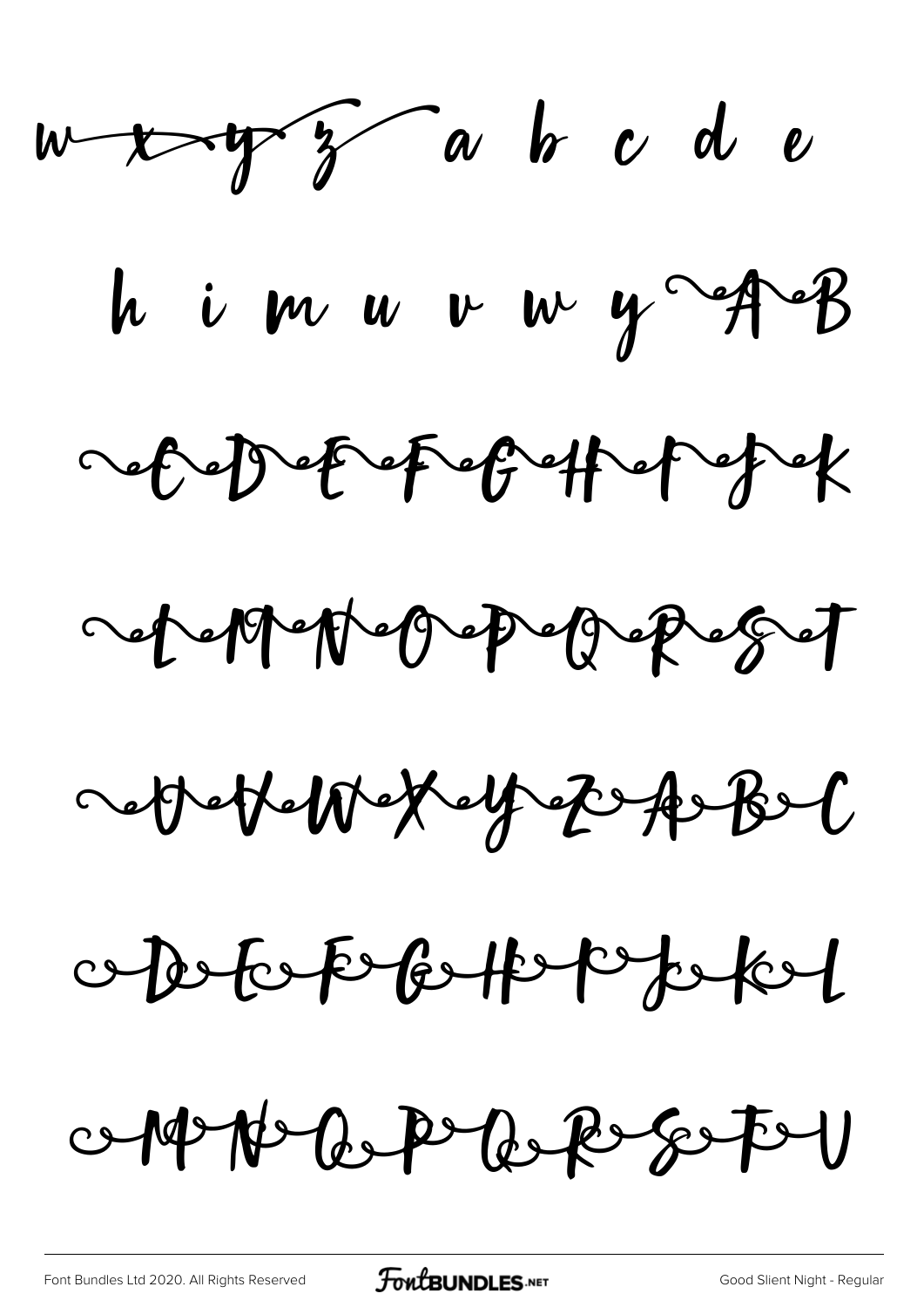w x y z a b c d e

h i m u v w y A B

C D E F G H I J K

L M N O P Q R S T

U V W X Y Z A B C

D E F G H I J K L

M N O P Q R S T U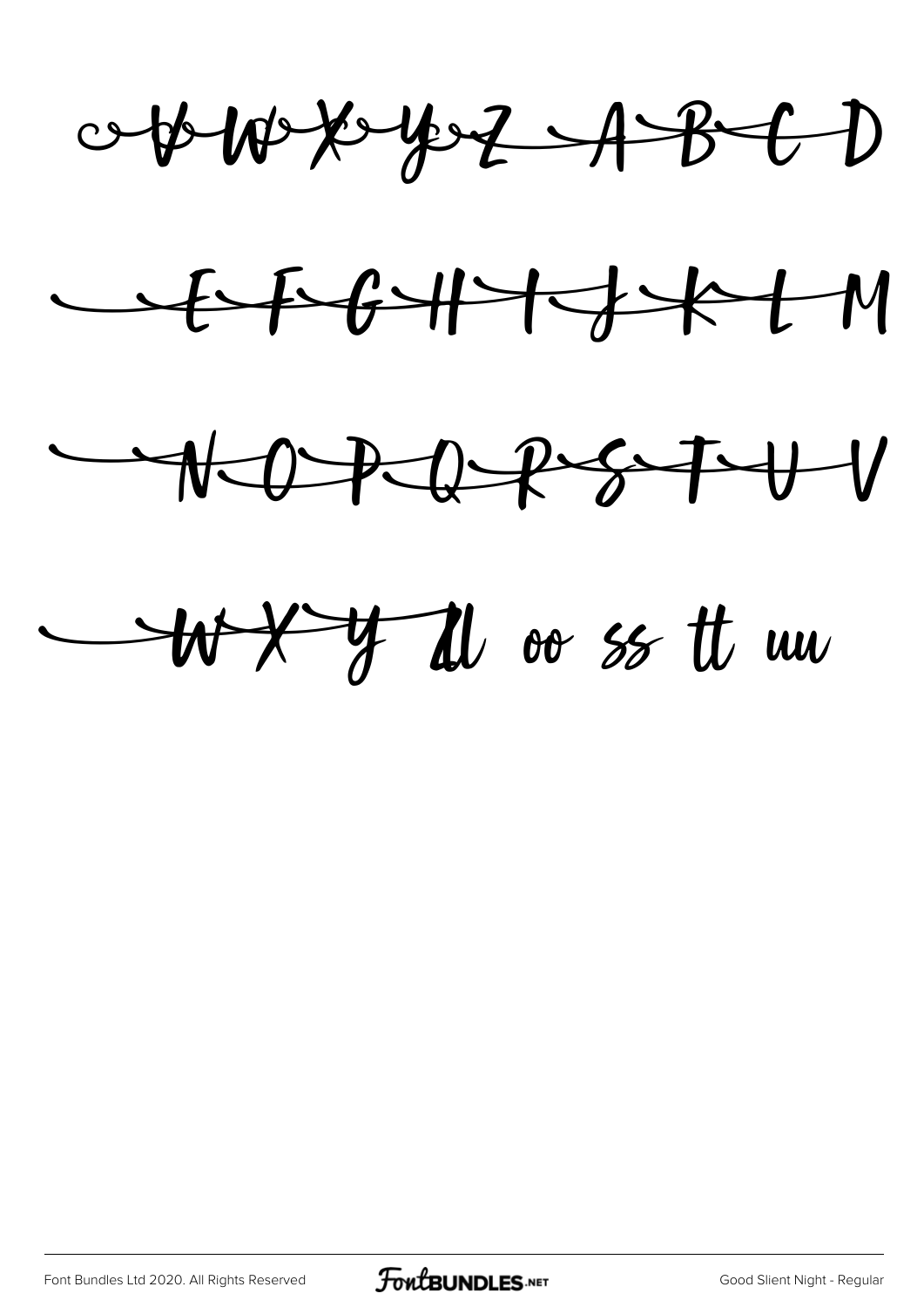VWXYZ ABCD

EFGHIJKLM

NOPQRSTUV

WXY ll oo ss tt uu